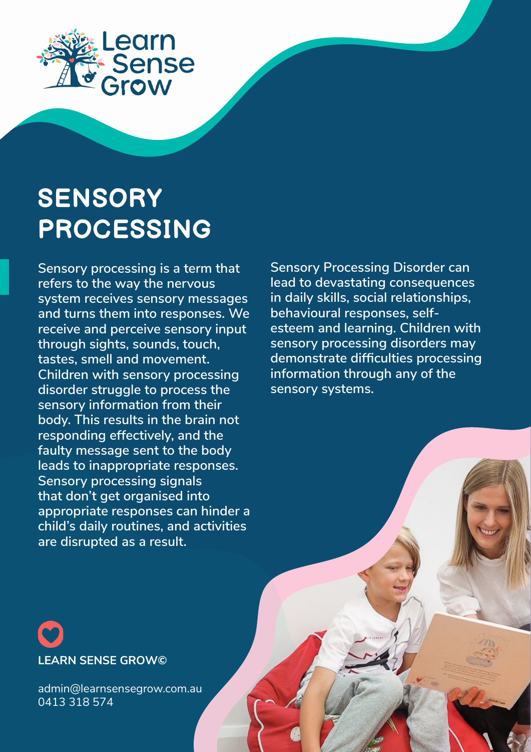Learn Sense Grow

# SENSORY PROCESSING

Sensory processing is a term that refers to the way the nervous system receives sensory messages and turns them into responses. We receive and perceive sensory input through sights, sounds, touch, tastes, smell and movement. Children with sensory processing disorder struggle to process the sensory information from their body. This results in the brain not responding effectively, and the faulty message sent to the body leads to inappropriate responses. Sensory processing signals that don't get organised into appropriate responses can hinder a child's daily routines, and activities are disrupted as a result.

Sensory Processing Disorder can lead to devastating consequences in daily skills, social relationships, behavioural responses, self-esteem and learning. Children with sensory processing disorders may demonstrate difficulties processing information through any of the sensory systems.

**LEARN SENSE GROW©**

admin@learnsensegrow.com.au
0413 318 574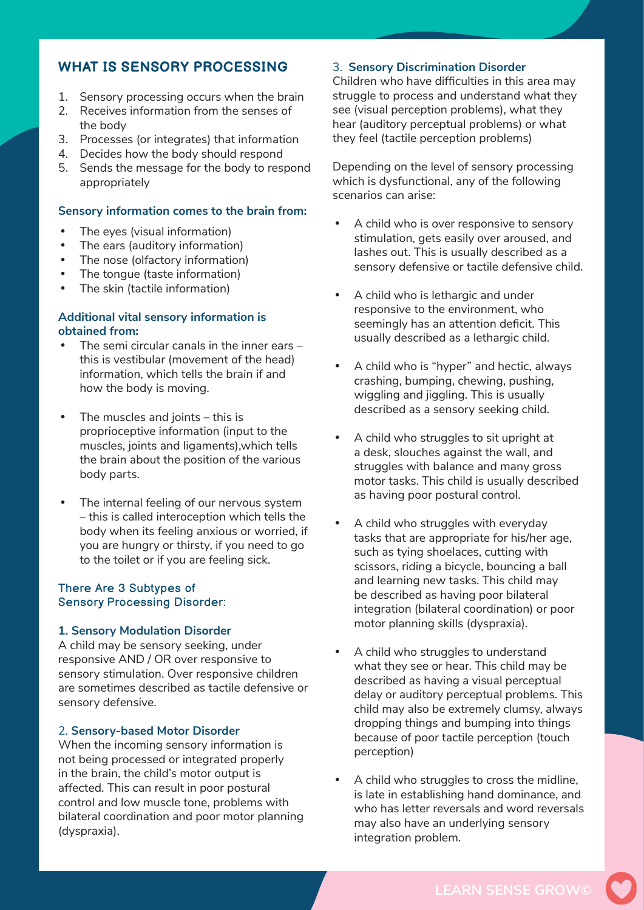## WHAT IS SENSORY PROCESSING

1. Sensory processing occurs when the brain
2. Receives information from the senses of the body
3. Processes (or integrates) that information
4. Decides how the body should respond
5. Sends the message for the body to respond appropriately

**Sensory information comes to the brain from:**

- The eyes (visual information)
- The ears (auditory information)
- The nose (olfactory information)
- The tongue (taste information)
- The skin (tactile information)

**Additional vital sensory information is obtained from:**

- The semi circular canals in the inner ears – this is vestibular (movement of the head) information, which tells the brain if and how the body is moving.
- The muscles and joints – this is proprioceptive information (input to the muscles, joints and ligaments),which tells the brain about the position of the various body parts.
- The internal feeling of our nervous system – this is called interoception which tells the body when its feeling anxious or worried, if you are hungry or thirsty, if you need to go to the toilet or if you are feeling sick.

### There Are 3 Subtypes of Sensory Processing Disorder:

**1. Sensory Modulation Disorder**

A child may be sensory seeking, under responsive AND / OR over responsive to sensory stimulation. Over responsive children are sometimes described as tactile defensive or sensory defensive.

2. **Sensory-based Motor Disorder**

When the incoming sensory information is not being processed or integrated properly in the brain, the child's motor output is affected. This can result in poor postural control and low muscle tone, problems with bilateral coordination and poor motor planning (dyspraxia).

3. **Sensory Discrimination Disorder**

Children who have difficulties in this area may struggle to process and understand what they see (visual perception problems), what they hear (auditory perceptual problems) or what they feel (tactile perception problems)

Depending on the level of sensory processing which is dysfunctional, any of the following scenarios can arise:

- A child who is over responsive to sensory stimulation, gets easily over aroused, and lashes out. This is usually described as a sensory defensive or tactile defensive child.
- A child who is lethargic and under responsive to the environment, who seemingly has an attention deficit. This usually described as a lethargic child.
- A child who is "hyper" and hectic, always crashing, bumping, chewing, pushing, wiggling and jiggling. This is usually described as a sensory seeking child.
- A child who struggles to sit upright at a desk, slouches against the wall, and struggles with balance and many gross motor tasks. This child is usually described as having poor postural control.
- A child who struggles with everyday tasks that are appropriate for his/her age, such as tying shoelaces, cutting with scissors, riding a bicycle, bouncing a ball and learning new tasks. This child may be described as having poor bilateral integration (bilateral coordination) or poor motor planning skills (dyspraxia).
- A child who struggles to understand what they see or hear. This child may be described as having a visual perceptual delay or auditory perceptual problems. This child may also be extremely clumsy, always dropping things and bumping into things because of poor tactile perception (touch perception)
- A child who struggles to cross the midline, is late in establishing hand dominance, and who has letter reversals and word reversals may also have an underlying sensory integration problem.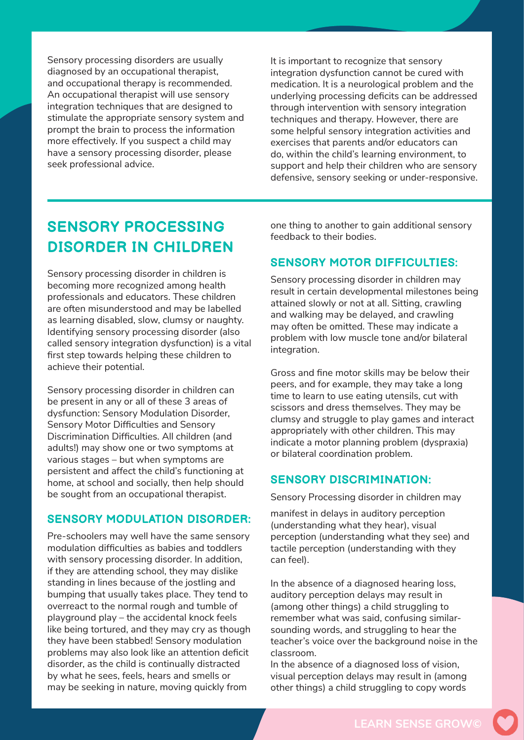Sensory processing disorders are usually diagnosed by an occupational therapist, and occupational therapy is recommended. An occupational therapist will use sensory integration techniques that are designed to stimulate the appropriate sensory system and prompt the brain to process the information more effectively. If you suspect a child may have a sensory processing disorder, please seek professional advice.

It is important to recognize that sensory integration dysfunction cannot be cured with medication. It is a neurological problem and the underlying processing deficits can be addressed through intervention with sensory integration techniques and therapy. However, there are some helpful sensory integration activities and exercises that parents and/or educators can do, within the child's learning environment, to support and help their children who are sensory defensive, sensory seeking or under-responsive.

## SENSORY PROCESSING DISORDER IN CHILDREN

Sensory processing disorder in children is becoming more recognized among health professionals and educators. These children are often misunderstood and may be labelled as learning disabled, slow, clumsy or naughty. Identifying sensory processing disorder (also called sensory integration dysfunction) is a vital first step towards helping these children to achieve their potential.

Sensory processing disorder in children can be present in any or all of these 3 areas of dysfunction: Sensory Modulation Disorder, Sensory Motor Difficulties and Sensory Discrimination Difficulties. All children (and adults!) may show one or two symptoms at various stages – but when symptoms are persistent and affect the child's functioning at home, at school and socially, then help should be sought from an occupational therapist.

### SENSORY MODULATION DISORDER:

Pre-schoolers may well have the same sensory modulation difficulties as babies and toddlers with sensory processing disorder. In addition, if they are attending school, they may dislike standing in lines because of the jostling and bumping that usually takes place. They tend to overreact to the normal rough and tumble of playground play – the accidental knock feels like being tortured, and they may cry as though they have been stabbed! Sensory modulation problems may also look like an attention deficit disorder, as the child is continually distracted by what he sees, feels, hears and smells or may be seeking in nature, moving quickly from one thing to another to gain additional sensory feedback to their bodies.

### SENSORY MOTOR DIFFICULTIES:

Sensory processing disorder in children may result in certain developmental milestones being attained slowly or not at all. Sitting, crawling and walking may be delayed, and crawling may often be omitted. These may indicate a problem with low muscle tone and/or bilateral integration.

Gross and fine motor skills may be below their peers, and for example, they may take a long time to learn to use eating utensils, cut with scissors and dress themselves. They may be clumsy and struggle to play games and interact appropriately with other children. This may indicate a motor planning problem (dyspraxia) or bilateral coordination problem.

### SENSORY DISCRIMINATION:

Sensory Processing disorder in children may manifest in delays in auditory perception (understanding what they hear), visual perception (understanding what they see) and tactile perception (understanding with they can feel).

In the absence of a diagnosed hearing loss, auditory perception delays may result in (among other things) a child struggling to remember what was said, confusing similar-sounding words, and struggling to hear the teacher's voice over the background noise in the classroom.

In the absence of a diagnosed loss of vision, visual perception delays may result in (among other things) a child struggling to copy words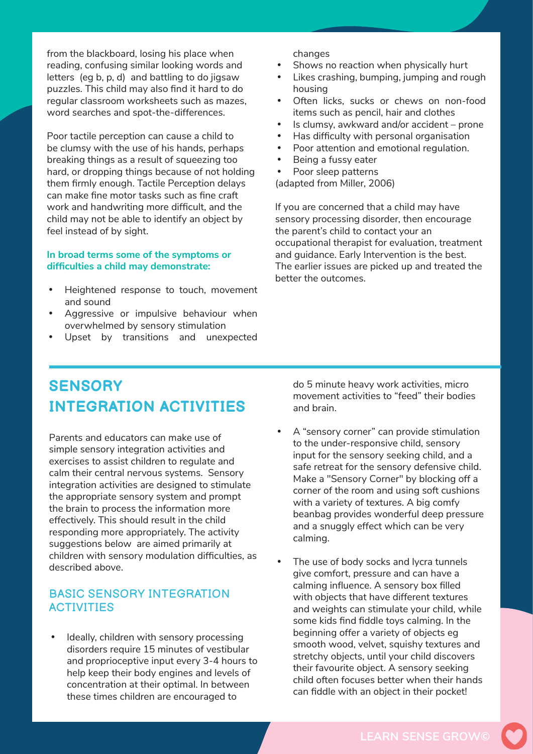from the blackboard, losing his place when reading, confusing similar looking words and letters (eg b, p, d) and battling to do jigsaw puzzles. This child may also find it hard to do regular classroom worksheets such as mazes, word searches and spot-the-differences.

Poor tactile perception can cause a child to be clumsy with the use of his hands, perhaps breaking things as a result of squeezing too hard, or dropping things because of not holding them firmly enough. Tactile Perception delays can make fine motor tasks such as fine craft work and handwriting more difficult, and the child may not be able to identify an object by feel instead of by sight.

**In broad terms some of the symptoms or difficulties a child may demonstrate:**

- Heightened response to touch, movement and sound
- Aggressive or impulsive behaviour when overwhelmed by sensory stimulation
- Upset by transitions and unexpected changes
- Shows no reaction when physically hurt
- Likes crashing, bumping, jumping and rough housing
- Often licks, sucks or chews on non-food items such as pencil, hair and clothes
- Is clumsy, awkward and/or accident – prone
- Has difficulty with personal organisation
- Poor attention and emotional regulation.
- Being a fussy eater
- Poor sleep patterns

(adapted from Miller, 2006)

If you are concerned that a child may have sensory processing disorder, then encourage the parent's child to contact your an occupational therapist for evaluation, treatment and guidance. Early Intervention is the best. The earlier issues are picked up and treated the better the outcomes.

# SENSORY INTEGRATION ACTIVITIES

Parents and educators can make use of simple sensory integration activities and exercises to assist children to regulate and calm their central nervous systems. Sensory integration activities are designed to stimulate the appropriate sensory system and prompt the brain to process the information more effectively. This should result in the child responding more appropriately. The activity suggestions below are aimed primarily at children with sensory modulation difficulties, as described above.

## BASIC SENSORY INTEGRATION ACTIVITIES

- Ideally, children with sensory processing disorders require 15 minutes of vestibular and proprioceptive input every 3-4 hours to help keep their body engines and levels of concentration at their optimal. In between these times children are encouraged to do 5 minute heavy work activities, micro movement activities to "feed" their bodies and brain.

- A "sensory corner" can provide stimulation to the under-responsive child, sensory input for the sensory seeking child, and a safe retreat for the sensory defensive child. Make a "Sensory Corner" by blocking off a corner of the room and using soft cushions with a variety of textures. A big comfy beanbag provides wonderful deep pressure and a snuggly effect which can be very calming.

- The use of body socks and lycra tunnels give comfort, pressure and can have a calming influence. A sensory box filled with objects that have different textures and weights can stimulate your child, while some kids find fiddle toys calming. In the beginning offer a variety of objects eg smooth wood, velvet, squishy textures and stretchy objects, until your child discovers their favourite object. A sensory seeking child often focuses better when their hands can fiddle with an object in their pocket!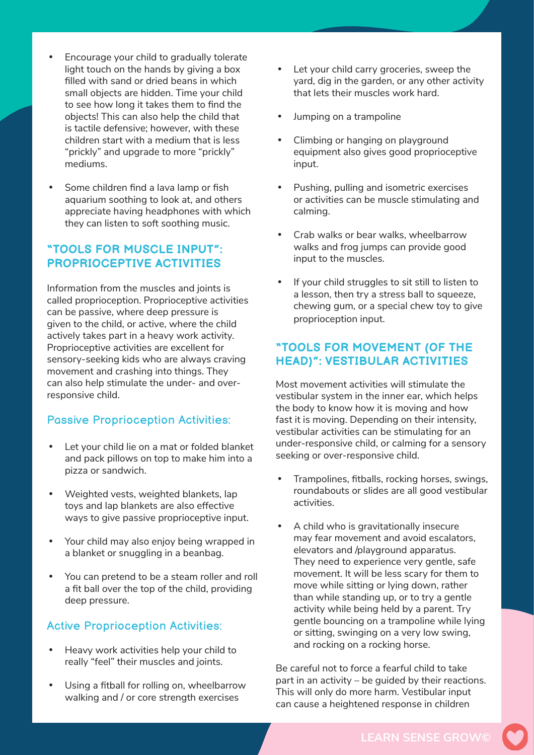- Encourage your child to gradually tolerate light touch on the hands by giving a box filled with sand or dried beans in which small objects are hidden. Time your child to see how long it takes them to find the objects! This can also help the child that is tactile defensive; however, with these children start with a medium that is less "prickly" and upgrade to more "prickly" mediums.

- Some children find a lava lamp or fish aquarium soothing to look at, and others appreciate having headphones with which they can listen to soft soothing music.

## "TOOLS FOR MUSCLE INPUT": PROPRIOCEPTIVE ACTIVITIES

Information from the muscles and joints is called proprioception. Proprioceptive activities can be passive, where deep pressure is given to the child, or active, where the child actively takes part in a heavy work activity. Proprioceptive activities are excellent for sensory-seeking kids who are always craving movement and crashing into things. They can also help stimulate the under- and over-responsive child.

### Passive Proprioception Activities:

- Let your child lie on a mat or folded blanket and pack pillows on top to make him into a pizza or sandwich.

- Weighted vests, weighted blankets, lap toys and lap blankets are also effective ways to give passive proprioceptive input.

- Your child may also enjoy being wrapped in a blanket or snuggling in a beanbag.

- You can pretend to be a steam roller and roll a fit ball over the top of the child, providing deep pressure.

### Active Proprioception Activities:

- Heavy work activities help your child to really "feel" their muscles and joints.

- Using a fitball for rolling on, wheelbarrow walking and / or core strength exercises

- Let your child carry groceries, sweep the yard, dig in the garden, or any other activity that lets their muscles work hard.

- Jumping on a trampoline

- Climbing or hanging on playground equipment also gives good proprioceptive input.

- Pushing, pulling and isometric exercises or activities can be muscle stimulating and calming.

- Crab walks or bear walks, wheelbarrow walks and frog jumps can provide good input to the muscles.

- If your child struggles to sit still to listen to a lesson, then try a stress ball to squeeze, chewing gum, or a special chew toy to give proprioception input.

## "TOOLS FOR MOVEMENT (OF THE HEAD)": VESTIBULAR ACTIVITIES

Most movement activities will stimulate the vestibular system in the inner ear, which helps the body to know how it is moving and how fast it is moving. Depending on their intensity, vestibular activities can be stimulating for an under-responsive child, or calming for a sensory seeking or over-responsive child.

- Trampolines, fitballs, rocking horses, swings, roundabouts or slides are all good vestibular activities.

- A child who is gravitationally insecure may fear movement and avoid escalators, elevators and /playground apparatus. They need to experience very gentle, safe movement. It will be less scary for them to move while sitting or lying down, rather than while standing up, or to try a gentle activity while being held by a parent. Try gentle bouncing on a trampoline while lying or sitting, swinging on a very low swing, and rocking on a rocking horse.

Be careful not to force a fearful child to take part in an activity – be guided by their reactions. This will only do more harm. Vestibular input can cause a heightened response in children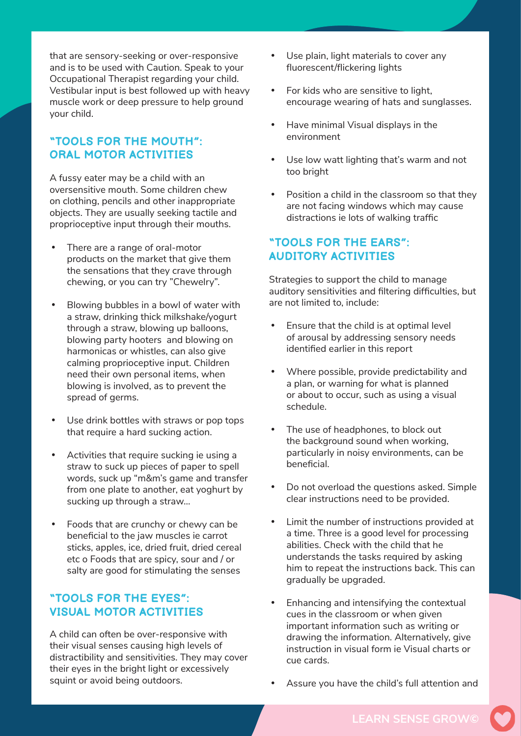that are sensory-seeking or over-responsive and is to be used with Caution. Speak to your Occupational Therapist regarding your child. Vestibular input is best followed up with heavy muscle work or deep pressure to help ground your child.

## "TOOLS FOR THE MOUTH": ORAL MOTOR ACTIVITIES

A fussy eater may be a child with an oversensitive mouth. Some children chew on clothing, pencils and other inappropriate objects. They are usually seeking tactile and proprioceptive input through their mouths.

- There are a range of oral-motor products on the market that give them the sensations that they crave through chewing, or you can try "Chewelry".
- Blowing bubbles in a bowl of water with a straw, drinking thick milkshake/yogurt through a straw, blowing up balloons, blowing party hooters and blowing on harmonicas or whistles, can also give calming proprioceptive input. Children need their own personal items, when blowing is involved, as to prevent the spread of germs.
- Use drink bottles with straws or pop tops that require a hard sucking action.
- Activities that require sucking ie using a straw to suck up pieces of paper to spell words, suck up "m&m's game and transfer from one plate to another, eat yoghurt by sucking up through a straw...
- Foods that are crunchy or chewy can be beneficial to the jaw muscles ie carrot sticks, apples, ice, dried fruit, dried cereal etc o Foods that are spicy, sour and / or salty are good for stimulating the senses

## "TOOLS FOR THE EYES": VISUAL MOTOR ACTIVITIES

A child can often be over-responsive with their visual senses causing high levels of distractibility and sensitivities. They may cover their eyes in the bright light or excessively squint or avoid being outdoors.

- Use plain, light materials to cover any fluorescent/flickering lights
- For kids who are sensitive to light, encourage wearing of hats and sunglasses.
- Have minimal Visual displays in the environment
- Use low watt lighting that's warm and not too bright
- Position a child in the classroom so that they are not facing windows which may cause distractions ie lots of walking traffic

## "TOOLS FOR THE EARS": AUDITORY ACTIVITIES

Strategies to support the child to manage auditory sensitivities and filtering difficulties, but are not limited to, include:

- Ensure that the child is at optimal level of arousal by addressing sensory needs identified earlier in this report
- Where possible, provide predictability and a plan, or warning for what is planned or about to occur, such as using a visual schedule.
- The use of headphones, to block out the background sound when working, particularly in noisy environments, can be beneficial.
- Do not overload the questions asked. Simple clear instructions need to be provided.
- Limit the number of instructions provided at a time. Three is a good level for processing abilities. Check with the child that he understands the tasks required by asking him to repeat the instructions back. This can gradually be upgraded.
- Enhancing and intensifying the contextual cues in the classroom or when given important information such as writing or drawing the information. Alternatively, give instruction in visual form ie Visual charts or cue cards.
- Assure you have the child's full attention and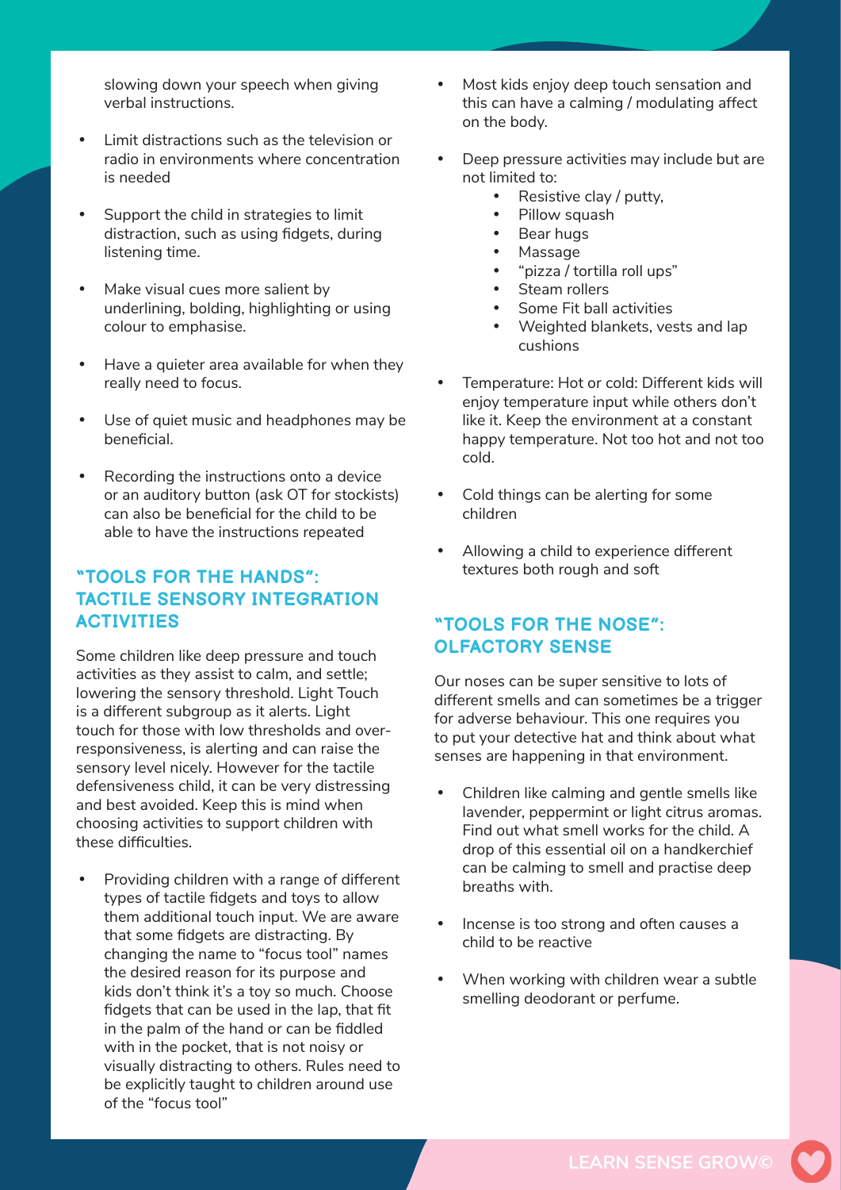slowing down your speech when giving verbal instructions.

- Limit distractions such as the television or radio in environments where concentration is needed
- Support the child in strategies to limit distraction, such as using fidgets, during listening time.
- Make visual cues more salient by underlining, bolding, highlighting or using colour to emphasise.
- Have a quieter area available for when they really need to focus.
- Use of quiet music and headphones may be beneficial.
- Recording the instructions onto a device or an auditory button (ask OT for stockists) can also be beneficial for the child to be able to have the instructions repeated

## "TOOLS FOR THE HANDS": TACTILE SENSORY INTEGRATION ACTIVITIES

Some children like deep pressure and touch activities as they assist to calm, and settle; lowering the sensory threshold. Light Touch is a different subgroup as it alerts. Light touch for those with low thresholds and over-responsiveness, is alerting and can raise the sensory level nicely. However for the tactile defensiveness child, it can be very distressing and best avoided. Keep this is mind when choosing activities to support children with these difficulties.

- Providing children with a range of different types of tactile fidgets and toys to allow them additional touch input. We are aware that some fidgets are distracting. By changing the name to "focus tool" names the desired reason for its purpose and kids don't think it's a toy so much. Choose fidgets that can be used in the lap, that fit in the palm of the hand or can be fiddled with in the pocket, that is not noisy or visually distracting to others. Rules need to be explicitly taught to children around use of the "focus tool"
- Most kids enjoy deep touch sensation and this can have a calming / modulating affect on the body.
- Deep pressure activities may include but are not limited to:
  - Resistive clay / putty,
  - Pillow squash
  - Bear hugs
  - Massage
  - "pizza / tortilla roll ups"
  - Steam rollers
  - Some Fit ball activities
  - Weighted blankets, vests and lap cushions
- Temperature: Hot or cold: Different kids will enjoy temperature input while others don't like it. Keep the environment at a constant happy temperature. Not too hot and not too cold.
- Cold things can be alerting for some children
- Allowing a child to experience different textures both rough and soft

## "TOOLS FOR THE NOSE": OLFACTORY SENSE

Our noses can be super sensitive to lots of different smells and can sometimes be a trigger for adverse behaviour. This one requires you to put your detective hat and think about what senses are happening in that environment.

- Children like calming and gentle smells like lavender, peppermint or light citrus aromas. Find out what smell works for the child. A drop of this essential oil on a handkerchief can be calming to smell and practise deep breaths with.
- Incense is too strong and often causes a child to be reactive
- When working with children wear a subtle smelling deodorant or perfume.